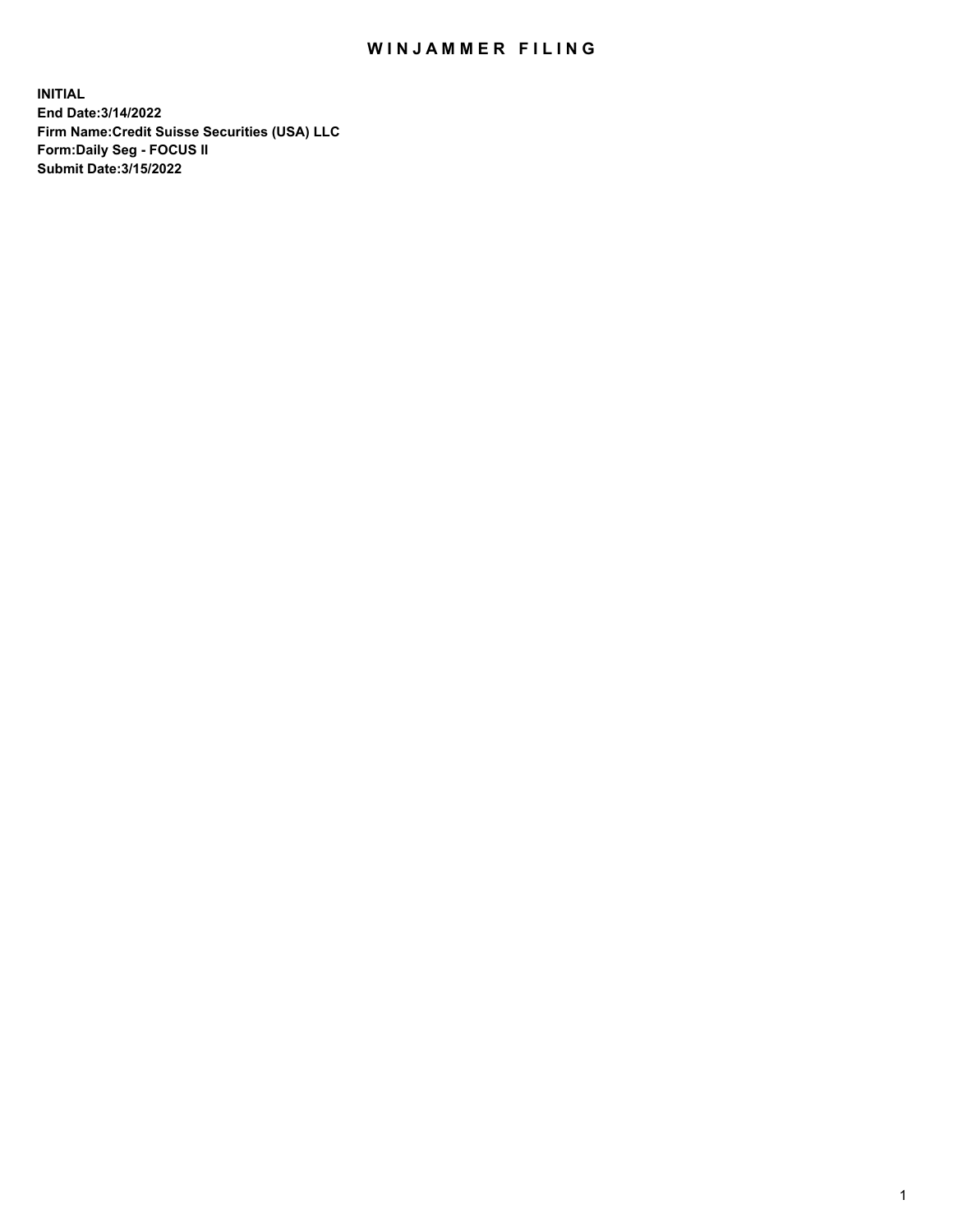# WINJAMMER FILING

**INITIAL**
**End Date:3/14/2022**
**Firm Name:Credit Suisse Securities (USA) LLC**
**Form:Daily Seg - FOCUS II**
**Submit Date:3/15/2022**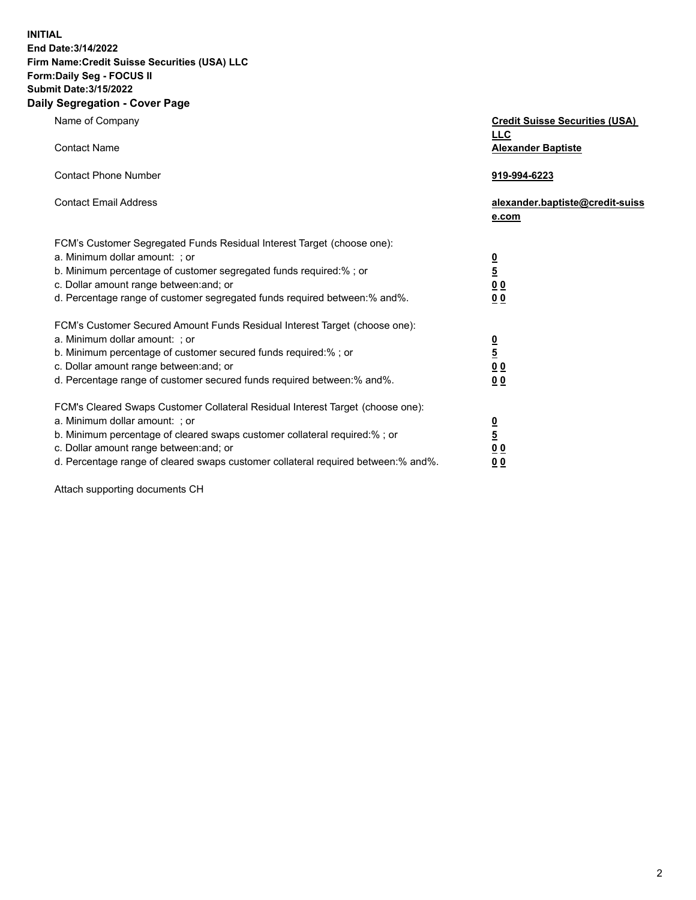**INITIAL**
**End Date:3/14/2022**
**Firm Name:Credit Suisse Securities (USA) LLC**
**Form:Daily Seg - FOCUS II**
**Submit Date:3/15/2022**

## Daily Segregation - Cover Page

| | |
|---|---|
| Name of Company | **Credit Suisse Securities (USA) LLC** |
| Contact Name | **Alexander Baptiste** |
| Contact Phone Number | **919-994-6223** |
| Contact Email Address | **alexander.baptiste@credit-suisse.com** |
| FCM's Customer Segregated Funds Residual Interest Target (choose one): | |
| a. Minimum dollar amount: ; or | **0** |
| b. Minimum percentage of customer segregated funds required:% ; or | **5** |
| c. Dollar amount range between:and; or | **0 0** |
| d. Percentage range of customer segregated funds required between:% and%. | **0 0** |
| FCM's Customer Secured Amount Funds Residual Interest Target (choose one): | |
| a. Minimum dollar amount: ; or | **0** |
| b. Minimum percentage of customer secured funds required:% ; or | **5** |
| c. Dollar amount range between:and; or | **0 0** |
| d. Percentage range of customer secured funds required between:% and%. | **0 0** |
| FCM's Cleared Swaps Customer Collateral Residual Interest Target (choose one): | |
| a. Minimum dollar amount: ; or | **0** |
| b. Minimum percentage of cleared swaps customer collateral required:% ; or | **5** |
| c. Dollar amount range between:and; or | **0 0** |
| d. Percentage range of cleared swaps customer collateral required between:% and%. | **0 0** |

Attach supporting documents CH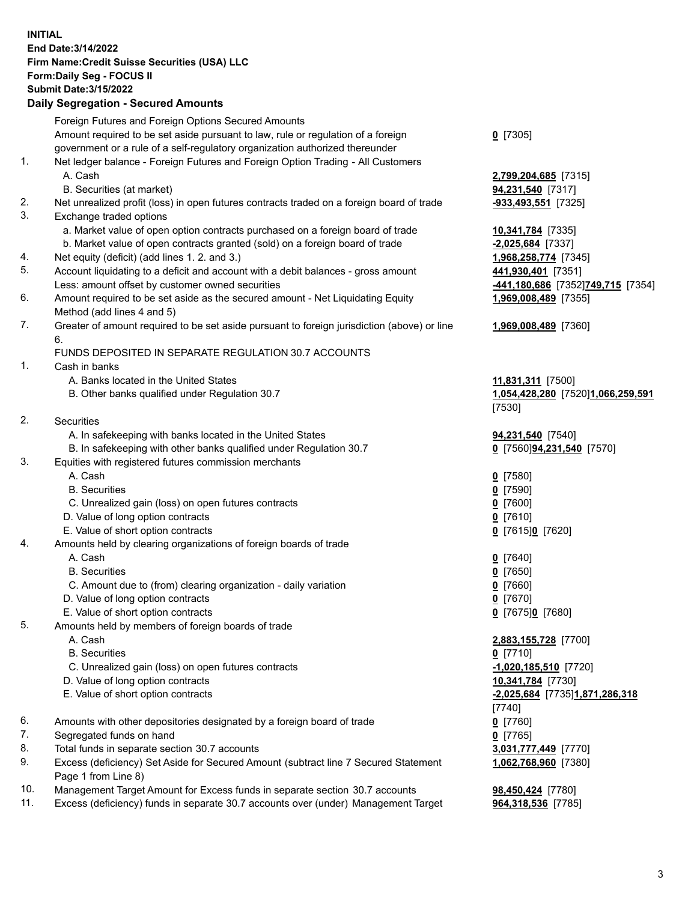**INITIAL**
**End Date:3/14/2022**
**Firm Name:Credit Suisse Securities (USA) LLC**
**Form:Daily Seg - FOCUS II**
**Submit Date:3/15/2022**

## Daily Segregation - Secured Amounts

| | | |
|---|---|---|
| | Foreign Futures and Foreign Options Secured Amounts | |
| | Amount required to be set aside pursuant to law, rule or regulation of a foreign government or a rule of a self-regulatory organization authorized thereunder | **0** [7305] |
| 1. | Net ledger balance - Foreign Futures and Foreign Option Trading - All Customers | |
| | A. Cash | **2,799,204,685** [7315] |
| | B. Securities (at market) | **94,231,540** [7317] |
| 2. | Net unrealized profit (loss) in open futures contracts traded on a foreign board of trade | **-933,493,551** [7325] |
| 3. | Exchange traded options | |
| | a. Market value of open option contracts purchased on a foreign board of trade | **10,341,784** [7335] |
| | b. Market value of open contracts granted (sold) on a foreign board of trade | **-2,025,684** [7337] |
| 4. | Net equity (deficit) (add lines 1. 2. and 3.) | **1,968,258,774** [7345] |
| 5. | Account liquidating to a deficit and account with a debit balances - gross amount | **441,930,401** [7351] |
| | Less: amount offset by customer owned securities | **-441,180,686** [7352]**749,715** [7354] |
| 6. | Amount required to be set aside as the secured amount - Net Liquidating Equity Method (add lines 4 and 5) | **1,969,008,489** [7355] |
| 7. | Greater of amount required to be set aside pursuant to foreign jurisdiction (above) or line 6. | **1,969,008,489** [7360] |
| | FUNDS DEPOSITED IN SEPARATE REGULATION 30.7 ACCOUNTS | |
| 1. | Cash in banks | |
| | A. Banks located in the United States | **11,831,311** [7500] |
| | B. Other banks qualified under Regulation 30.7 | **1,054,428,280** [7520]**1,066,259,591** [7530] |
| 2. | Securities | |
| | A. In safekeeping with banks located in the United States | **94,231,540** [7540] |
| | B. In safekeeping with other banks qualified under Regulation 30.7 | **0** [7560]**94,231,540** [7570] |
| 3. | Equities with registered futures commission merchants | |
| | A. Cash | **0** [7580] |
| | B. Securities | **0** [7590] |
| | C. Unrealized gain (loss) on open futures contracts | **0** [7600] |
| | D. Value of long option contracts | **0** [7610] |
| | E. Value of short option contracts | **0** [7615]**0** [7620] |
| 4. | Amounts held by clearing organizations of foreign boards of trade | |
| | A. Cash | **0** [7640] |
| | B. Securities | **0** [7650] |
| | C. Amount due to (from) clearing organization - daily variation | **0** [7660] |
| | D. Value of long option contracts | **0** [7670] |
| | E. Value of short option contracts | **0** [7675]**0** [7680] |
| 5. | Amounts held by members of foreign boards of trade | |
| | A. Cash | **2,883,155,728** [7700] |
| | B. Securities | **0** [7710] |
| | C. Unrealized gain (loss) on open futures contracts | **-1,020,185,510** [7720] |
| | D. Value of long option contracts | **10,341,784** [7730] |
| | E. Value of short option contracts | **-2,025,684** [7735]**1,871,286,318** [7740] |
| 6. | Amounts with other depositories designated by a foreign board of trade | **0** [7760] |
| 7. | Segregated funds on hand | **0** [7765] |
| 8. | Total funds in separate section 30.7 accounts | **3,031,777,449** [7770] |
| 9. | Excess (deficiency) Set Aside for Secured Amount (subtract line 7 Secured Statement Page 1 from Line 8) | **1,062,768,960** [7380] |
| 10. | Management Target Amount for Excess funds in separate section 30.7 accounts | **98,450,424** [7780] |
| 11. | Excess (deficiency) funds in separate 30.7 accounts over (under) Management Target | **964,318,536** [7785] |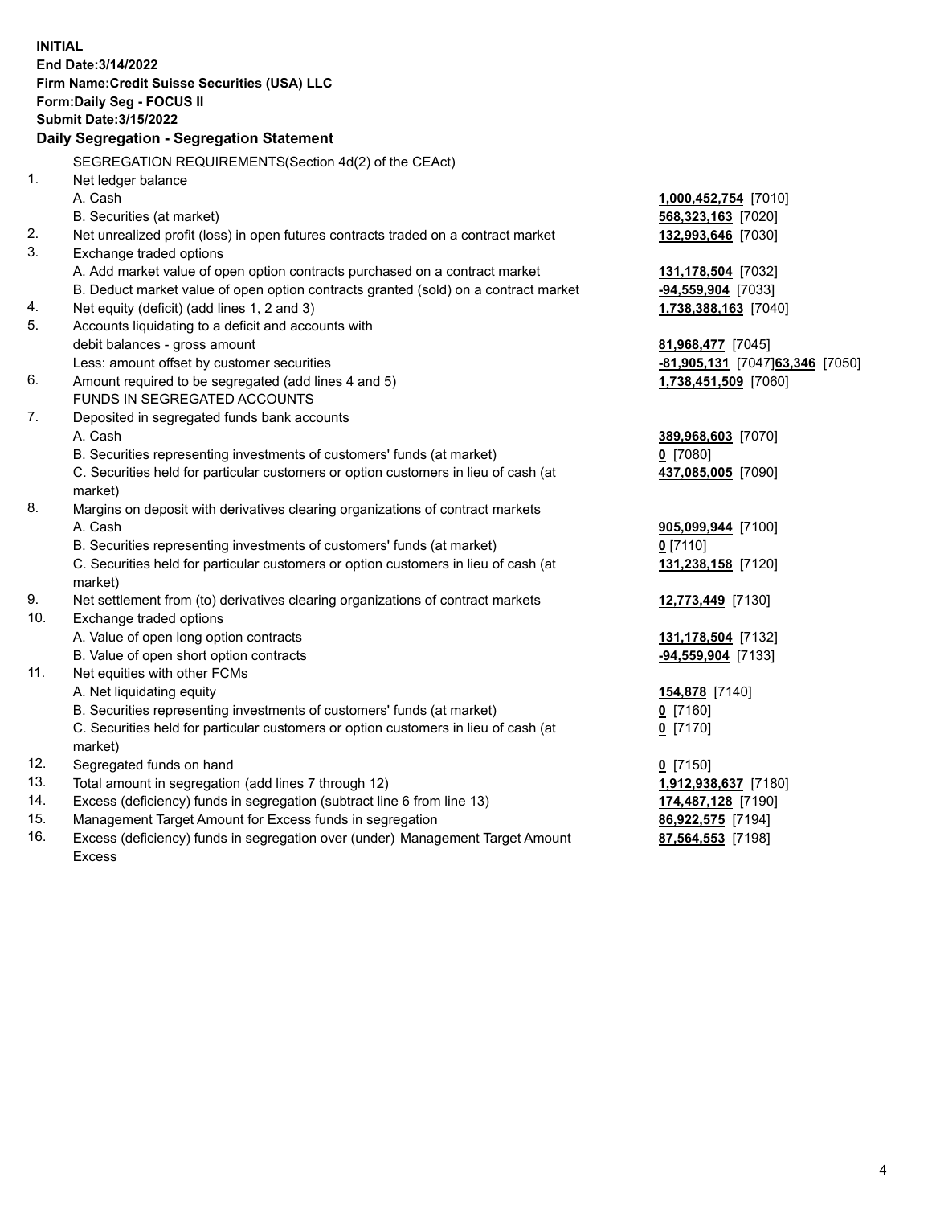**INITIAL**
**End Date:3/14/2022**
**Firm Name:Credit Suisse Securities (USA) LLC**
**Form:Daily Seg - FOCUS II**
**Submit Date:3/15/2022**

## Daily Segregation - Segregation Statement

SEGREGATION REQUIREMENTS(Section 4d(2) of the CEAct)

| | | |
|---|---|---|
| 1. | Net ledger balance | |
| | A. Cash | **1,000,452,754** [7010] |
| | B. Securities (at market) | **568,323,163** [7020] |
| 2. | Net unrealized profit (loss) in open futures contracts traded on a contract market | **132,993,646** [7030] |
| 3. | Exchange traded options | |
| | A. Add market value of open option contracts purchased on a contract market | **131,178,504** [7032] |
| | B. Deduct market value of open option contracts granted (sold) on a contract market | **-94,559,904** [7033] |
| 4. | Net equity (deficit) (add lines 1, 2 and 3) | **1,738,388,163** [7040] |
| 5. | Accounts liquidating to a deficit and accounts with debit balances - gross amount | **81,968,477** [7045] |
| | Less: amount offset by customer securities | **-81,905,131** [7047] **63,346** [7050] |
| 6. | Amount required to be segregated (add lines 4 and 5) | **1,738,451,509** [7060] |
| | FUNDS IN SEGREGATED ACCOUNTS | |
| 7. | Deposited in segregated funds bank accounts | |
| | A. Cash | **389,968,603** [7070] |
| | B. Securities representing investments of customers' funds (at market) | **0** [7080] |
| | C. Securities held for particular customers or option customers in lieu of cash (at market) | **437,085,005** [7090] |
| 8. | Margins on deposit with derivatives clearing organizations of contract markets | |
| | A. Cash | **905,099,944** [7100] |
| | B. Securities representing investments of customers' funds (at market) | **0** [7110] |
| | C. Securities held for particular customers or option customers in lieu of cash (at market) | **131,238,158** [7120] |
| 9. | Net settlement from (to) derivatives clearing organizations of contract markets | **12,773,449** [7130] |
| 10. | Exchange traded options | |
| | A. Value of open long option contracts | **131,178,504** [7132] |
| | B. Value of open short option contracts | **-94,559,904** [7133] |
| 11. | Net equities with other FCMs | |
| | A. Net liquidating equity | **154,878** [7140] |
| | B. Securities representing investments of customers' funds (at market) | **0** [7160] |
| | C. Securities held for particular customers or option customers in lieu of cash (at market) | **0** [7170] |
| 12. | Segregated funds on hand | **0** [7150] |
| 13. | Total amount in segregation (add lines 7 through 12) | **1,912,938,637** [7180] |
| 14. | Excess (deficiency) funds in segregation (subtract line 6 from line 13) | **174,487,128** [7190] |
| 15. | Management Target Amount for Excess funds in segregation | **86,922,575** [7194] |
| 16. | Excess (deficiency) funds in segregation over (under) Management Target Amount Excess | **87,564,553** [7198] |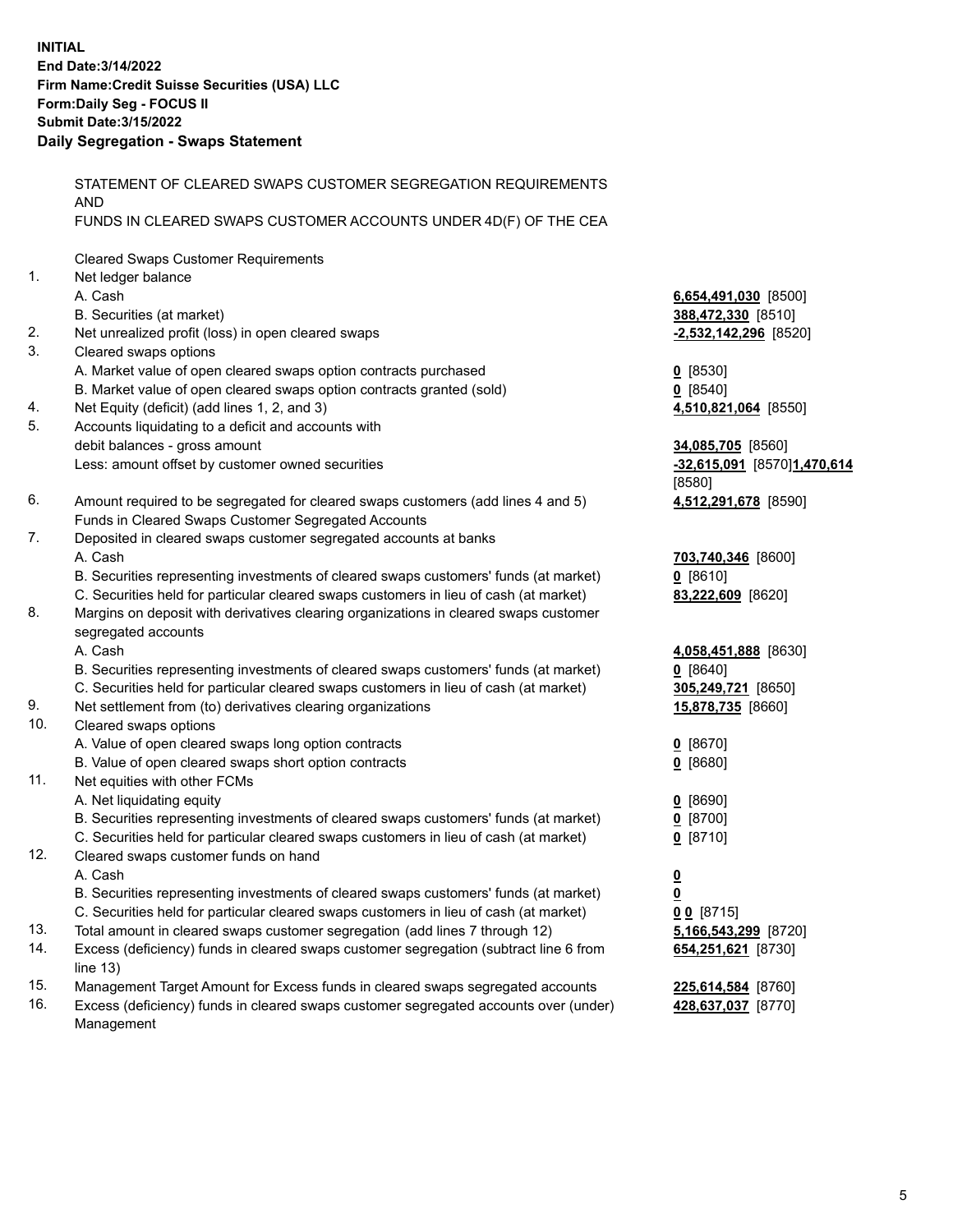**INITIAL**
**End Date:3/14/2022**
**Firm Name:Credit Suisse Securities (USA) LLC**
**Form:Daily Seg - FOCUS II**
**Submit Date:3/15/2022**
**Daily Segregation - Swaps Statement**

STATEMENT OF CLEARED SWAPS CUSTOMER SEGREGATION REQUIREMENTS AND FUNDS IN CLEARED SWAPS CUSTOMER ACCOUNTS UNDER 4D(F) OF THE CEA

| | | |
|---|---|---|
| | Cleared Swaps Customer Requirements | |
| 1. | Net ledger balance | |
| | A. Cash | **6,654,491,030** [8500] |
| | B. Securities (at market) | **388,472,330** [8510] |
| 2. | Net unrealized profit (loss) in open cleared swaps | **-2,532,142,296** [8520] |
| 3. | Cleared swaps options | |
| | A. Market value of open cleared swaps option contracts purchased | **0** [8530] |
| | B. Market value of open cleared swaps option contracts granted (sold) | **0** [8540] |
| 4. | Net Equity (deficit) (add lines 1, 2, and 3) | **4,510,821,064** [8550] |
| 5. | Accounts liquidating to a deficit and accounts with debit balances - gross amount | **34,085,705** [8560] |
| | Less: amount offset by customer owned securities | **-32,615,091** [8570]**1,470,614** [8580] |
| 6. | Amount required to be segregated for cleared swaps customers (add lines 4 and 5) | **4,512,291,678** [8590] |
| | Funds in Cleared Swaps Customer Segregated Accounts | |
| 7. | Deposited in cleared swaps customer segregated accounts at banks | |
| | A. Cash | **703,740,346** [8600] |
| | B. Securities representing investments of cleared swaps customers' funds (at market) | **0** [8610] |
| | C. Securities held for particular cleared swaps customers in lieu of cash (at market) | **83,222,609** [8620] |
| 8. | Margins on deposit with derivatives clearing organizations in cleared swaps customer segregated accounts | |
| | A. Cash | **4,058,451,888** [8630] |
| | B. Securities representing investments of cleared swaps customers' funds (at market) | **0** [8640] |
| | C. Securities held for particular cleared swaps customers in lieu of cash (at market) | **305,249,721** [8650] |
| 9. | Net settlement from (to) derivatives clearing organizations | **15,878,735** [8660] |
| 10. | Cleared swaps options | |
| | A. Value of open cleared swaps long option contracts | **0** [8670] |
| | B. Value of open cleared swaps short option contracts | **0** [8680] |
| 11. | Net equities with other FCMs | |
| | A. Net liquidating equity | **0** [8690] |
| | B. Securities representing investments of cleared swaps customers' funds (at market) | **0** [8700] |
| | C. Securities held for particular cleared swaps customers in lieu of cash (at market) | **0** [8710] |
| 12. | Cleared swaps customer funds on hand | |
| | A. Cash | **0** |
| | B. Securities representing investments of cleared swaps customers' funds (at market) | **0** |
| | C. Securities held for particular cleared swaps customers in lieu of cash (at market) | **0** **0** [8715] |
| 13. | Total amount in cleared swaps customer segregation (add lines 7 through 12) | **5,166,543,299** [8720] |
| 14. | Excess (deficiency) funds in cleared swaps customer segregation (subtract line 6 from line 13) | **654,251,621** [8730] |
| 15. | Management Target Amount for Excess funds in cleared swaps segregated accounts | **225,614,584** [8760] |
| 16. | Excess (deficiency) funds in cleared swaps customer segregated accounts over (under) Management | **428,637,037** [8770] |